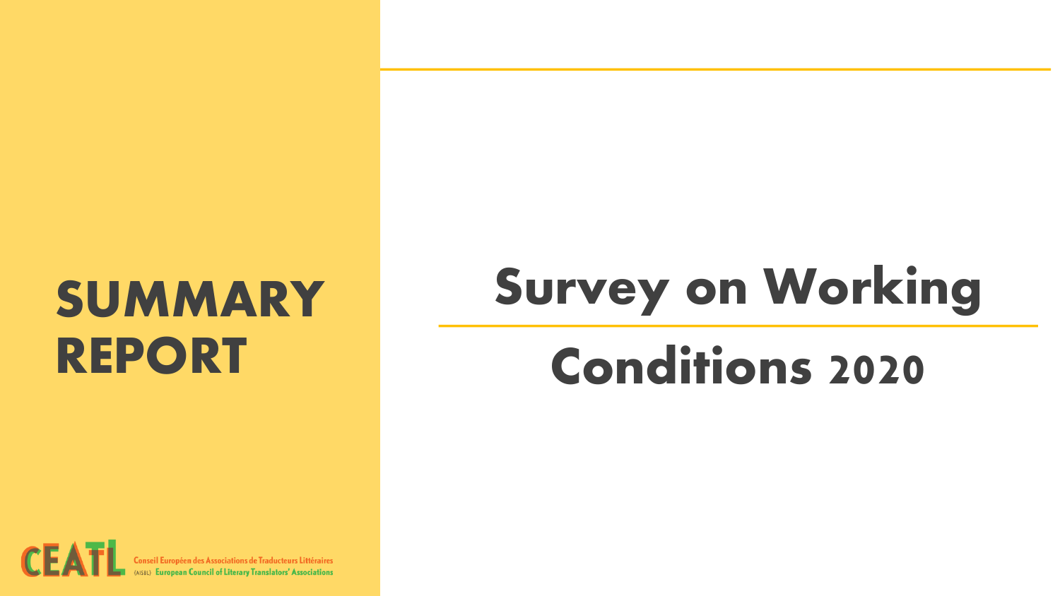# SUMMARY REPORT

# Survey on Working Conditions 2020

CEATL Conseil Européen des Associations de Traducteurs Littéraires (AISBL) European Council of Literary Translators' Associations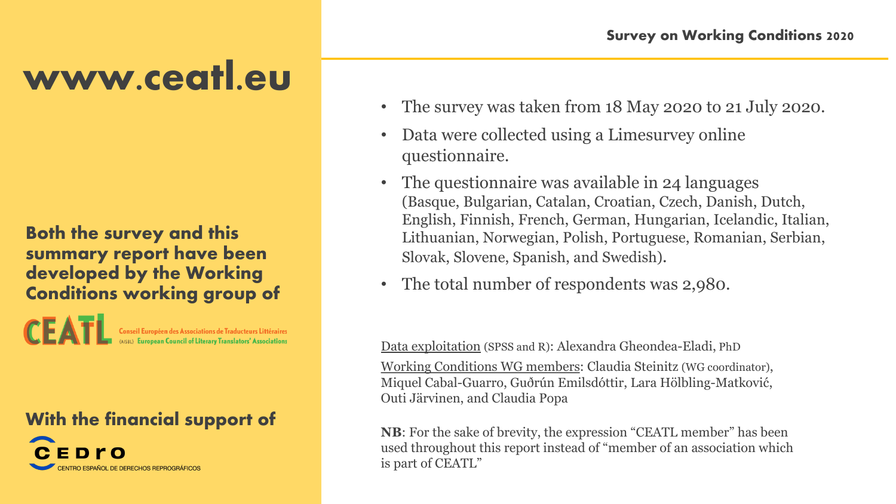# www.ceatl.eu

**Both the survey and this summary report have been developed by the Working Conditions working group of**

CEATL Conseil Européen des Associations de Traducteurs Littéraires (AISBL) European Council of Literary Translators' Associations

**With the financial support of**

CEDRO CENTRO ESPAÑOL DE DERECHOS REPROGRÁFICOS

- The survey was taken from 18 May 2020 to 21 July 2020.
- Data were collected using a Limesurvey online questionnaire.
- The questionnaire was available in 24 languages (Basque, Bulgarian, Catalan, Croatian, Czech, Danish, Dutch, English, Finnish, French, German, Hungarian, Icelandic, Italian, Lithuanian, Norwegian, Polish, Portuguese, Romanian, Serbian, Slovak, Slovene, Spanish, and Swedish).
- The total number of respondents was 2,980.

Data exploitation (SPSS and R): Alexandra Gheondea-Eladi, PhD

Working Conditions WG members: Claudia Steinitz (WG coordinator), Miquel Cabal-Guarro, Guðrún Emilsdóttir, Lara Hölbling-Matković, Outi Järvinen, and Claudia Popa

**NB**: For the sake of brevity, the expression "CEATL member" has been used throughout this report instead of "member of an association which is part of CEATL"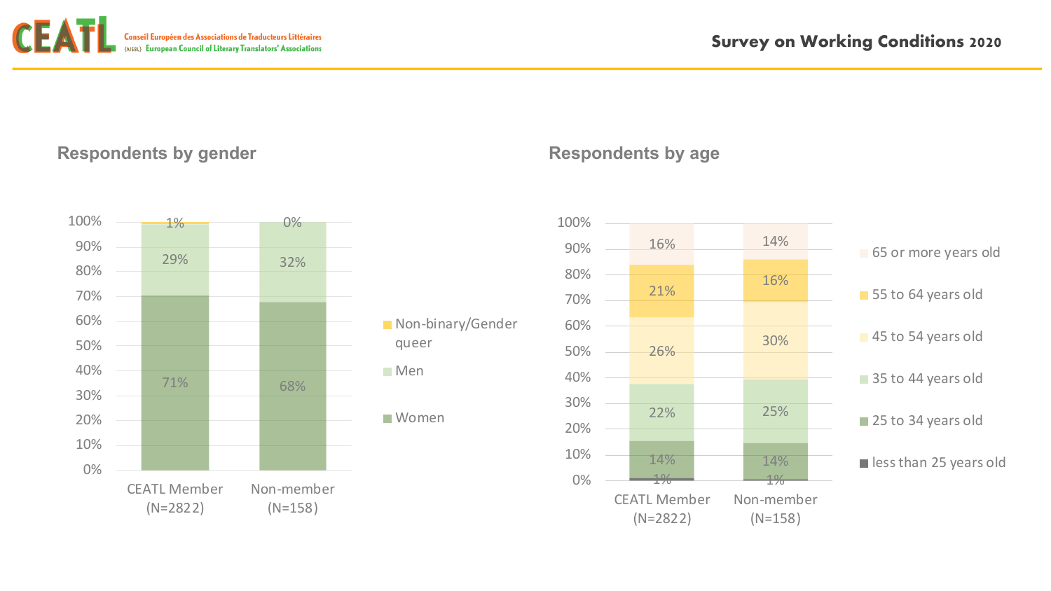## Respondents by gender

| | CEATL Member (N=2822) | Non-member (N=158) |
|---|---|---|
| Non-binary/Gender queer | 1% | 0% |
| Men | 29% | 32% |
| Women | 71% | 68% |

## Respondents by age

| | CEATL Member (N=2822) | Non-member (N=158) |
|---|---|---|
| 65 or more years old | 16% | 14% |
| 55 to 64 years old | 21% | 16% |
| 45 to 54 years old | 26% | 30% |
| 35 to 44 years old | 22% | 25% |
| 25 to 34 years old | 14% | 14% |
| less than 25 years old | 1% | 1% |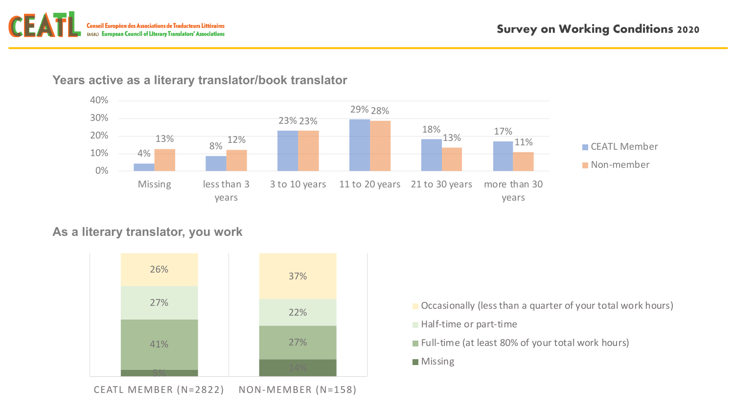## Years active as a literary translator/book translator

| | CEATL Member | Non-member |
|---|---|---|
| Missing | 4% | 13% |
| less than 3 years | 8% | 12% |
| 3 to 10 years | 23% | 23% |
| 11 to 20 years | 29% | 28% |
| 21 to 30 years | 18% | 13% |
| more than 30 years | 17% | 11% |

## As a literary translator, you work

| | CEATL MEMBER (N=2822) | NON-MEMBER (N=158) |
|---|---|---|
| Occasionally (less than a quarter of your total work hours) | 26% | 37% |
| Half-time or part-time | 27% | 22% |
| Full-time (at least 80% of your total work hours) | 41% | 27% |
| Missing | 5% | 14% |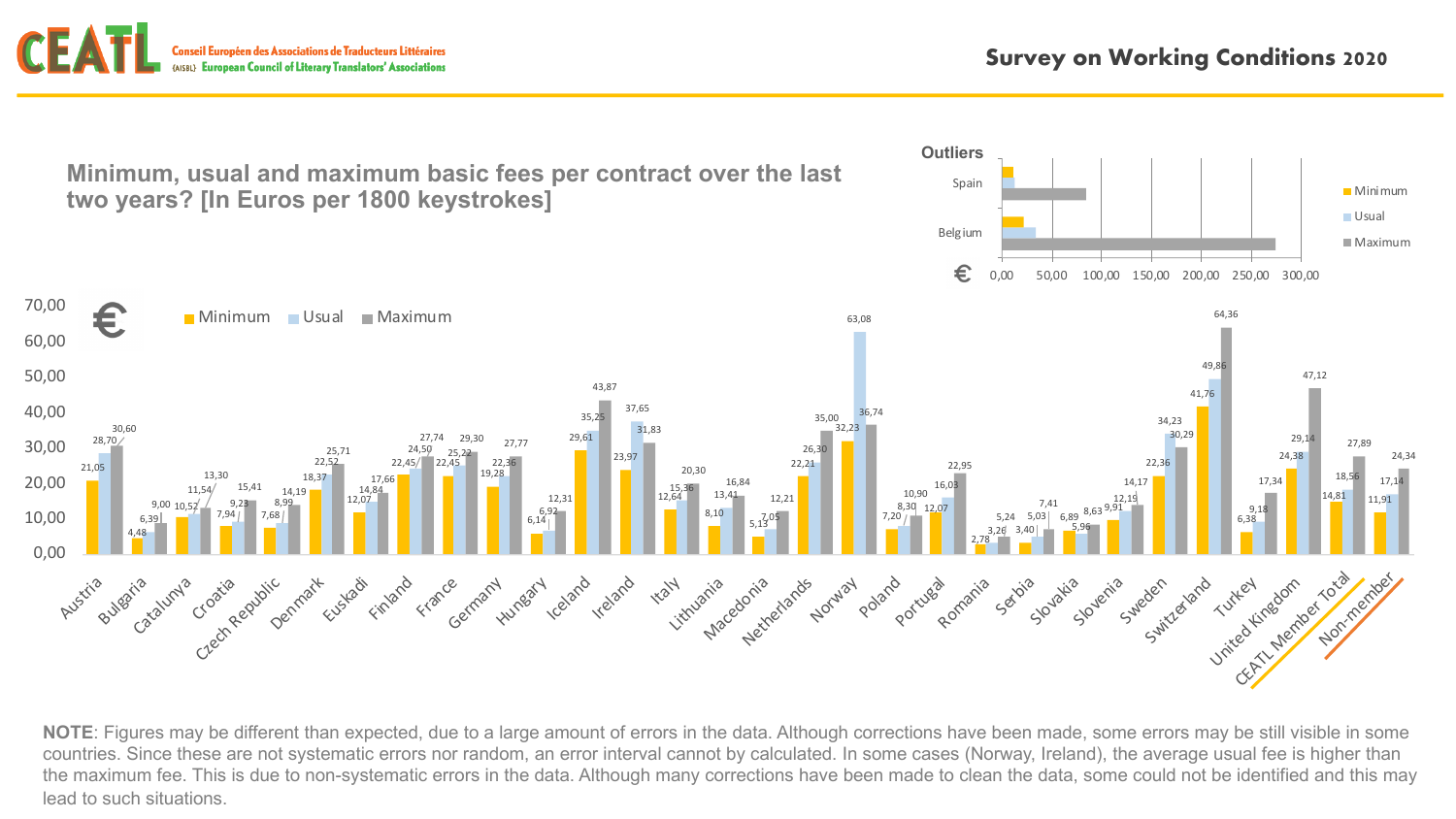**Survey on Working Conditions 2020**

## Minimum, usual and maximum basic fees per contract over the last two years? [In Euros per 1800 keystrokes]

| Country | Minimum | Usual | Maximum |
|---|---|---|---|
| Austria | 21,05 | 28,70 | 30,60 |
| Bulgaria | 4,48 | 6,39 | 9,00 |
| Catalunya | 10,52 | 11,54 | 13,30 |
| Croatia | 7,94 | 9,23 | 15,41 |
| Czech Republic | 7,68 | 8,99 | 14,19 |
| Denmark | 18,37 | 22,52 | 25,71 |
| Euskadi | 12,07 | 14,84 | 17,66 |
| Finland | 22,45 | 24,50 | 27,74 |
| France | 22,45 | 25,22 | 29,30 |
| Germany | 19,28 | 22,36 | 27,77 |
| Hungary | 6,14 | 6,92 | 12,31 |
| Iceland | 29,61 | 35,25 | 43,87 |
| Ireland | 23,97 | 37,65 | 31,83 |
| Italy | 12,64 | 15,36 | 20,30 |
| Lithuania | 8,10 | 13,41 | 16,84 |
| Macedonia | 5,13 | 7,05 | 12,21 |
| Netherlands | 22,21 | 26,30 | 35,00 |
| Norway | 32,23 | 63,08 | 36,74 |
| Poland | 7,20 | 8,30 | 10,90 |
| Portugal | 12,07 | 16,03 | 22,95 |
| Romania | 2,78 | 3,26 | 5,24 |
| Serbia | 3,40 | 5,03 | 7,41 |
| Slovakia | 6,89 | 5,96 | 8,63 |
| Slovenia | 9,91 | 12,19 | 14,17 |
| Sweden | 22,36 | 34,23 | 30,29 |
| Switzerland | 41,76 | 49,86 | 64,36 |
| Turkey | 6,38 | 9,18 | 17,34 |
| United Kingdom | 24,38 | 29,14 | 47,12 |
| CEATL Member Total | 14,81 | 18,56 | 27,89 |
| Non-member | 11,91 | 17,14 | 24,34 |

**Outliers** (€): Spain, Belgium — Minimum, Usual, Maximum (axis 0,00 – 300,00)

**NOTE**: Figures may be different than expected, due to a large amount of errors in the data. Although corrections have been made, some errors may be still visible in some countries. Since these are not systematic errors nor random, an error interval cannot by calculated. In some cases (Norway, Ireland), the average usual fee is higher than the maximum fee. This is due to non-systematic errors in the data. Although many corrections have been made to clean the data, some could not be identified and this may lead to such situations.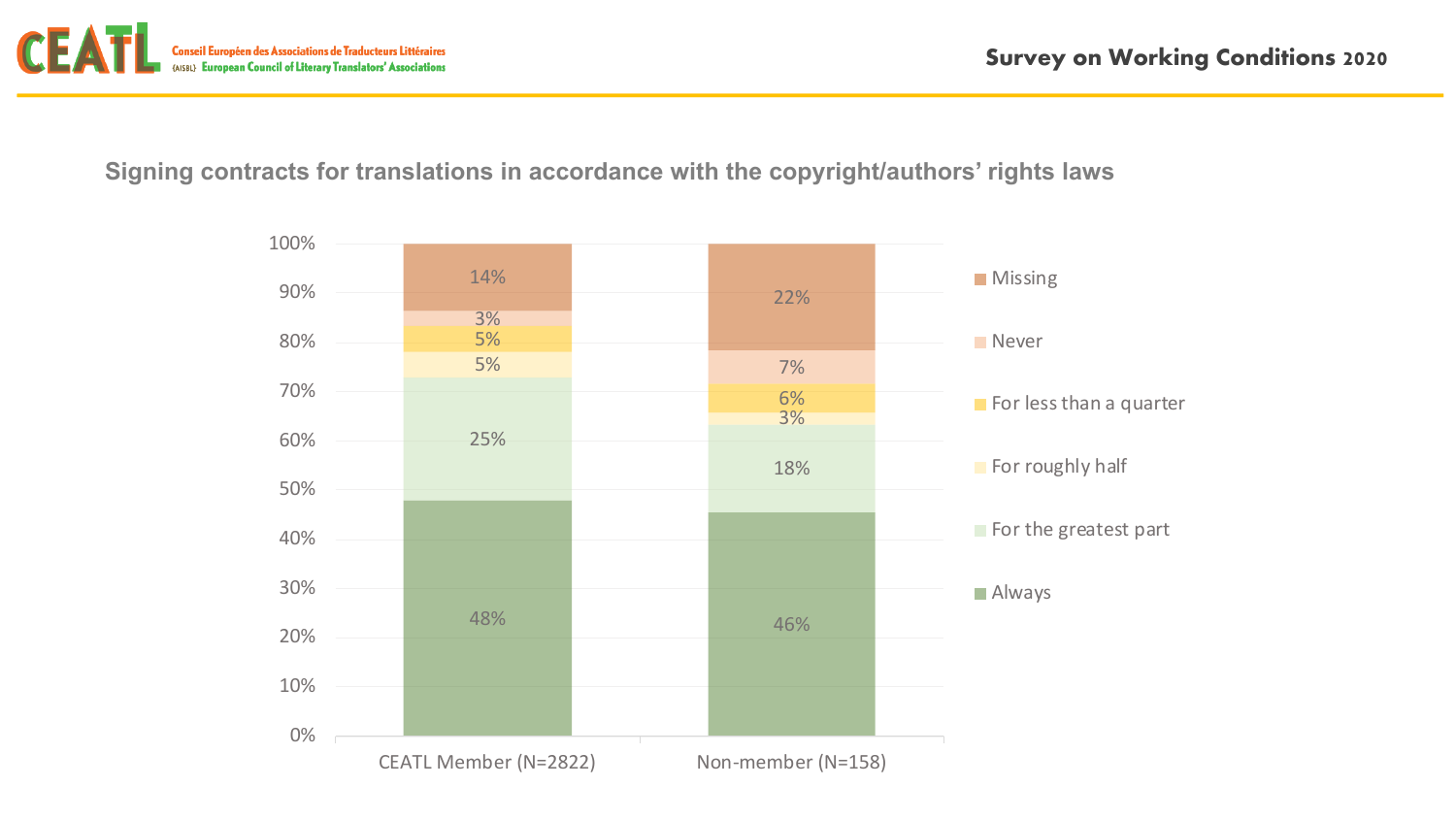## Signing contracts for translations in accordance with the copyright/authors' rights laws

| | CEATL Member (N=2822) | Non-member (N=158) |
|---|---|---|
| Always | 48% | 46% |
| For the greatest part | 25% | 18% |
| For roughly half | 5% | 3% |
| For less than a quarter | 5% | 6% |
| Never | 3% | 7% |
| Missing | 14% | 22% |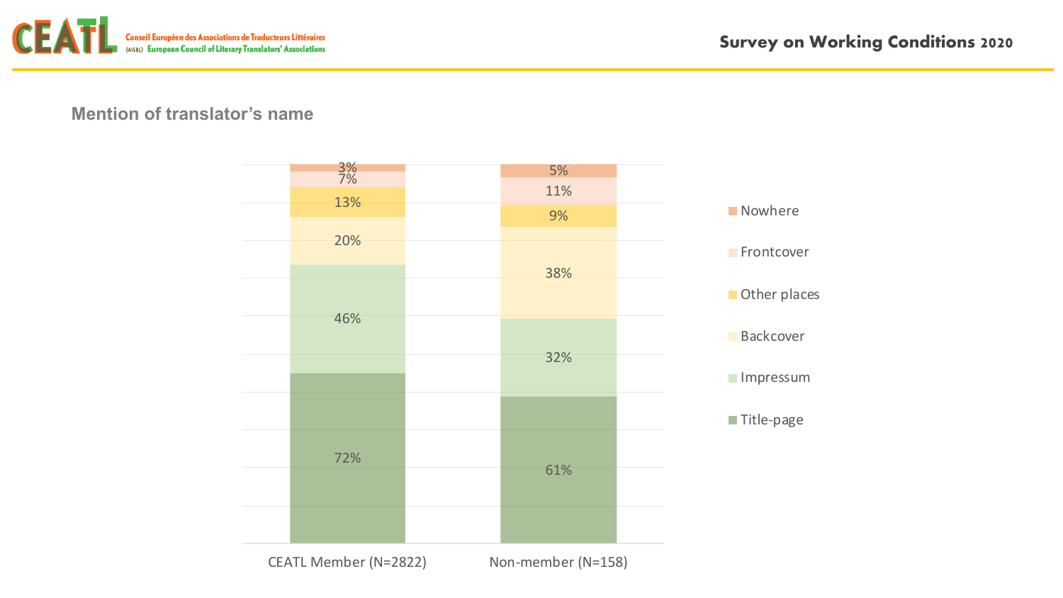## Mention of translator's name

| | CEATL Member (N=2822) | Non-member (N=158) |
|---|---|---|
| Nowhere | 3% | 5% |
| Frontcover | 7% | 11% |
| Other places | 13% | 9% |
| Backcover | 20% | 38% |
| Impressum | 46% | 32% |
| Title-page | 72% | 61% |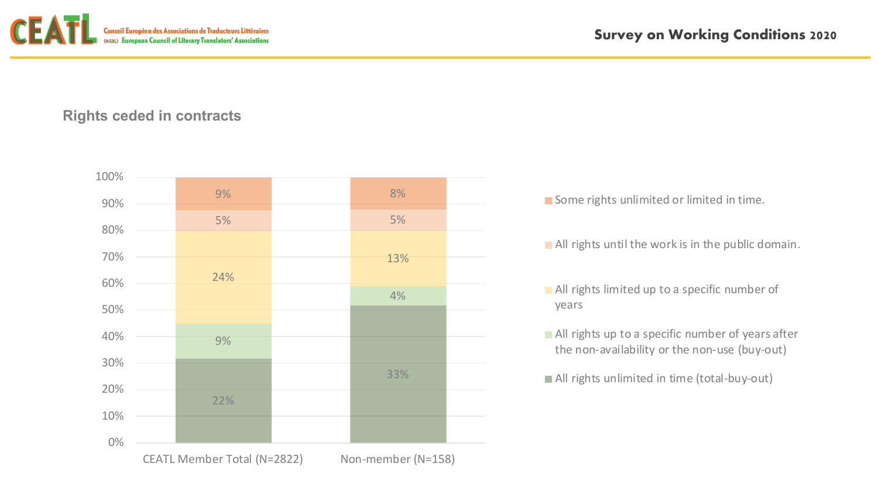## Rights ceded in contracts

| | CEATL Member Total (N=2822) | Non-member (N=158) |
|---|---|---|
| Some rights unlimited or limited in time. | 9% | 8% |
| All rights until the work is in the public domain. | 5% | 5% |
| All rights limited up to a specific number of years | 24% | 13% |
| All rights up to a specific number of years after the non-availability or the non-use (buy-out) | 9% | 4% |
| All rights unlimited in time (total-buy-out) | 22% | 33% |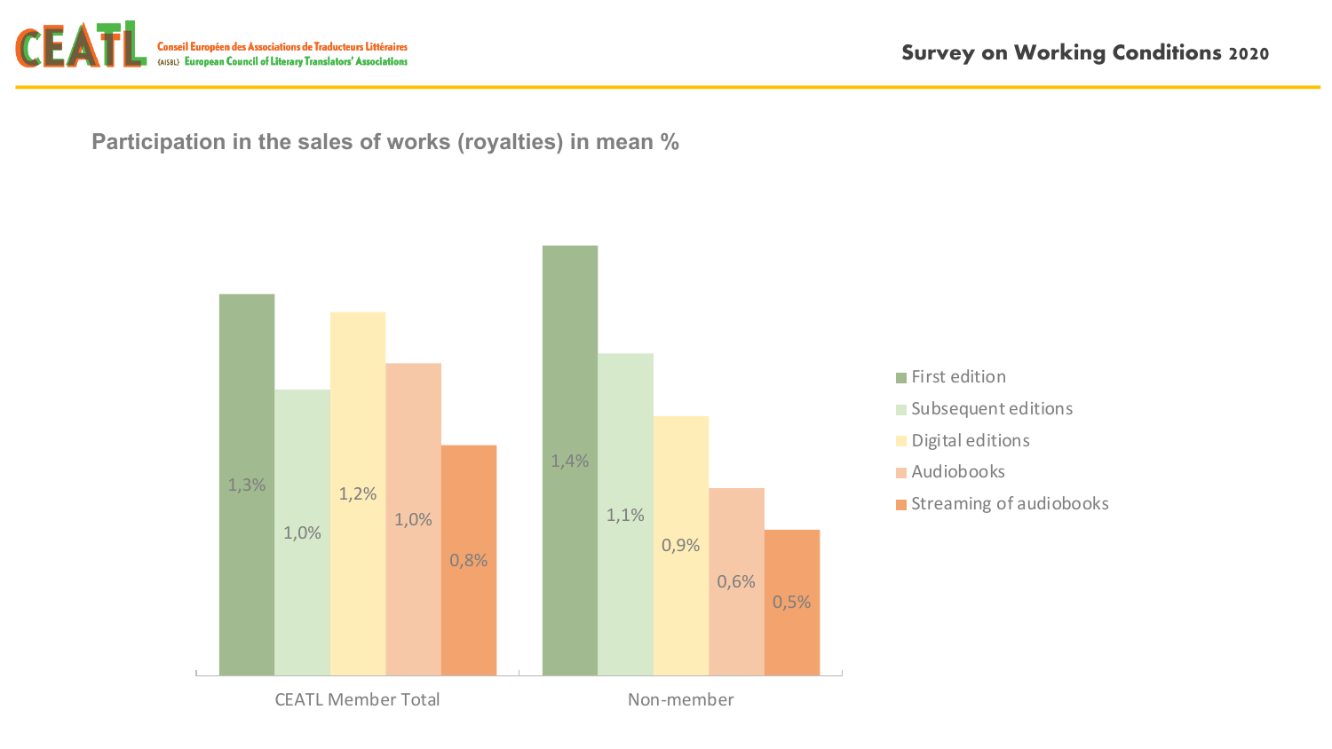## Participation in the sales of works (royalties) in mean %

| | First edition | Subsequent editions | Digital editions | Audiobooks | Streaming of audiobooks |
|---|---|---|---|---|---|
| CEATL Member Total | 1,3% | 1,0% | 1,2% | 1,0% | 0,8% |
| Non-member | 1,4% | 1,1% | 0,9% | 0,6% | 0,5% |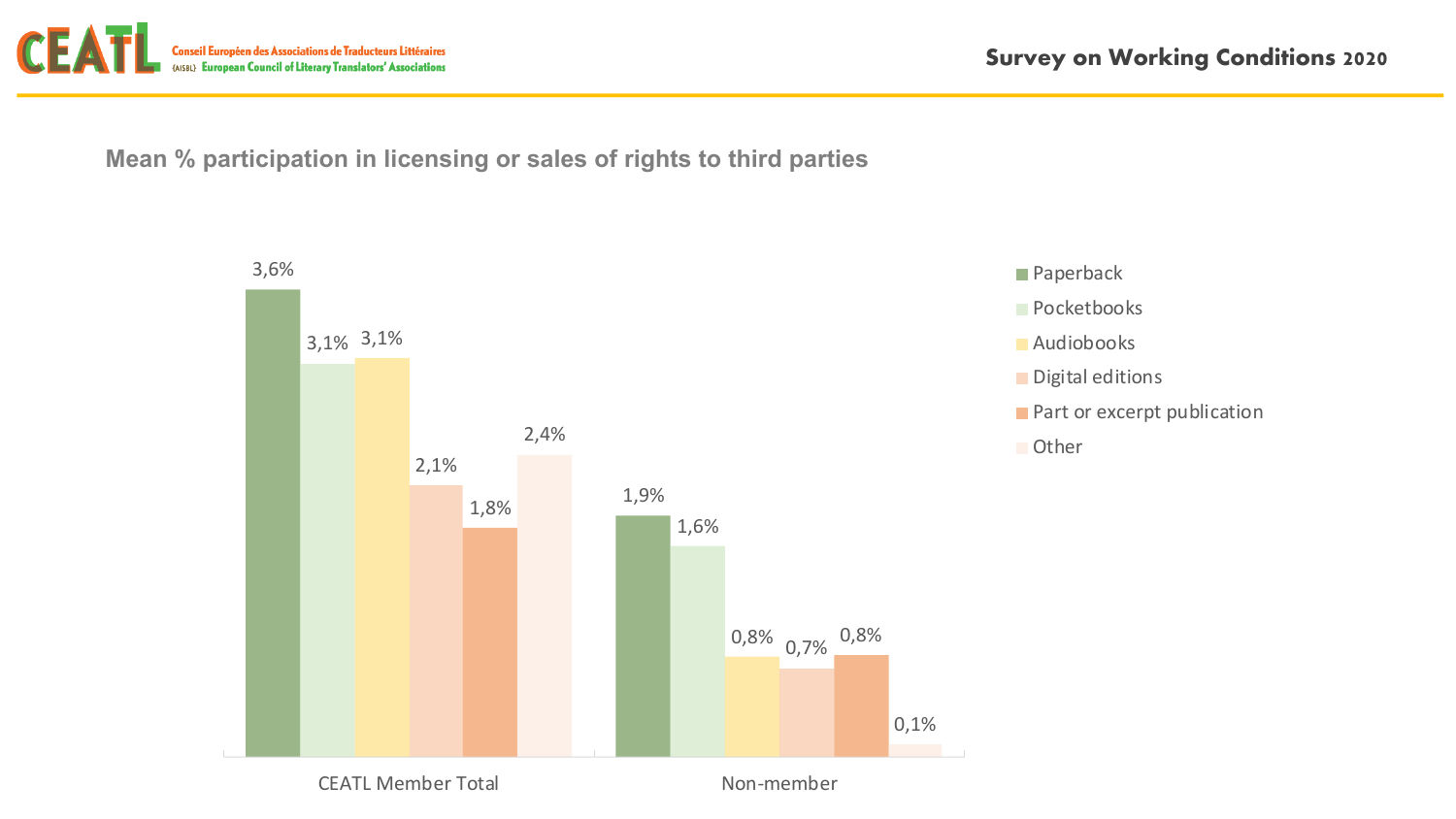## Mean % participation in licensing or sales of rights to third parties

| | Paperback | Pocketbooks | Audiobooks | Digital editions | Part or excerpt publication | Other |
|---|---|---|---|---|---|---|
| CEATL Member Total | 3,6% | 3,1% | 3,1% | 2,1% | 1,8% | 2,4% |
| Non-member | 1,9% | 1,6% | 0,8% | 0,7% | 0,8% | 0,1% |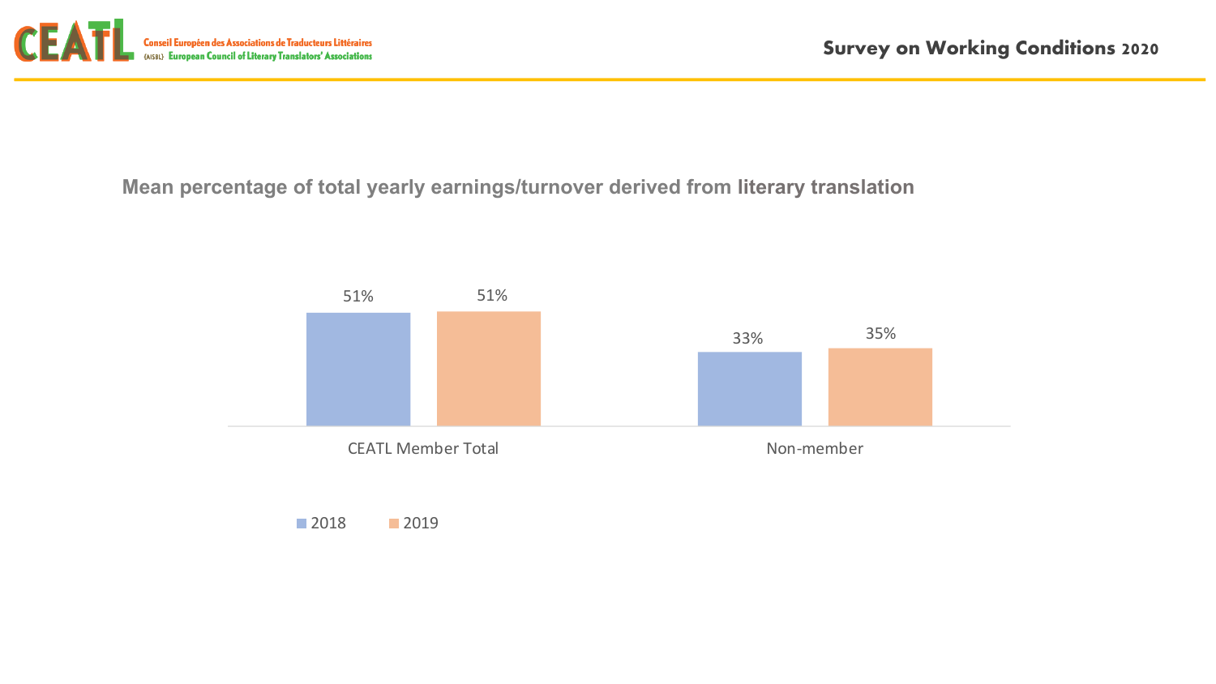## Mean percentage of total yearly earnings/turnover derived from literary translation

| | 2018 | 2019 |
|---|---|---|
| CEATL Member Total | 51% | 51% |
| Non-member | 33% | 35% |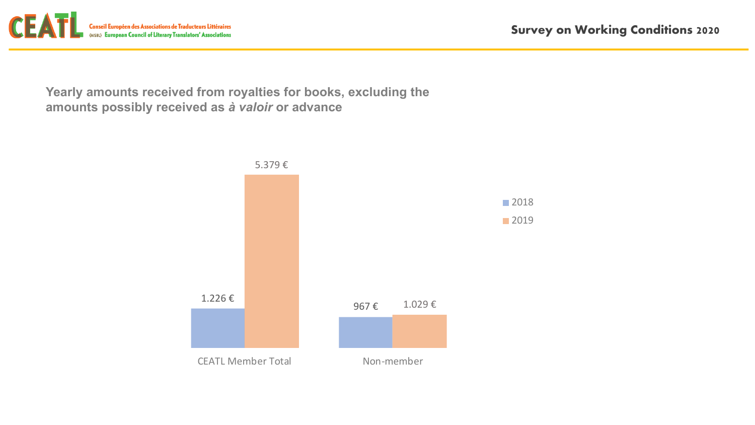## Yearly amounts received from royalties for books, excluding the amounts possibly received as *à valoir* or advance

| | 2018 | 2019 |
| --- | --- | --- |
| CEATL Member Total | 1.226 € | 5.379 € |
| Non-member | 967 € | 1.029 € |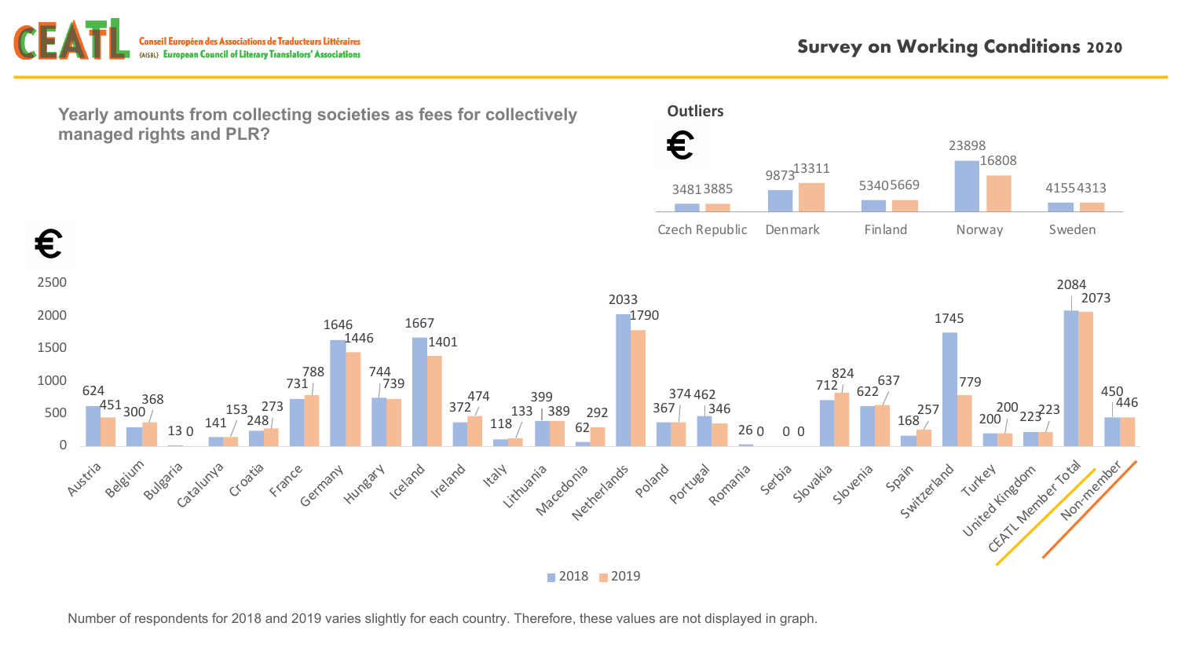Survey on Working Conditions 2020

## Yearly amounts from collecting societies as fees for collectively managed rights and PLR?

**Outliers** (€)

| Country | 2018 | 2019 |
|---|---|---|
| Czech Republic | 3481 | 3885 |
| Denmark | 9873 | 13311 |
| Finland | 5340 | 5669 |
| Norway | 23898 | 16808 |
| Sweden | 4155 | 4313 |

€

| Country | 2018 | 2019 |
|---|---|---|
| Austria | 624 | 451 |
| Belgium | 300 | 368 |
| Bulgaria | 13 | 0 |
| Catalunya | 141 | 153 |
| Croatia | 248 | 273 |
| France | 731 | 788 |
| Germany | 1646 | 1446 |
| Hungary | 744 | 739 |
| Iceland | 1667 | 1401 |
| Ireland | 372 | 474 |
| Italy | 118 | 133 |
| Lithuania | 399 | 389 |
| Macedonia | 62 | 292 |
| Netherlands | 2033 | 1790 |
| Poland | 367 | 374 |
| Portugal | 462 | 346 |
| Romania | 26 | 0 |
| Serbia | 0 | 0 |
| Slovakia | 712 | 824 |
| Slovenia | 622 | 637 |
| Spain | 168 | 257 |
| Switzerland | 1745 | 779 |
| Turkey | 200 | 200 |
| United Kingdom | 223 | 223 |
| CEATL Member Total | 2084 | 2073 |
| Non-member | 450 | 446 |

Number of respondents for 2018 and 2019 varies slightly for each country. Therefore, these values are not displayed in graph.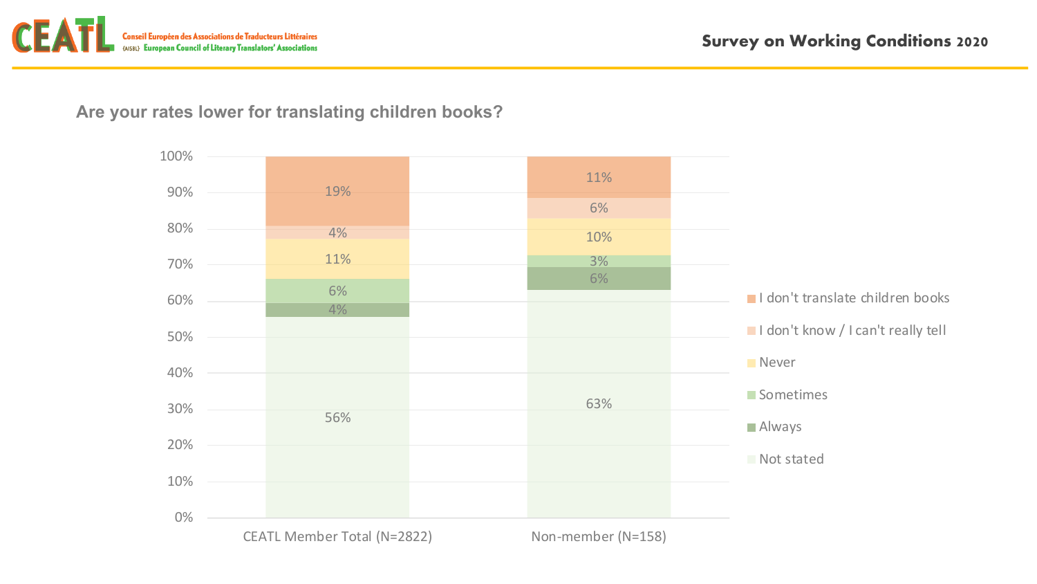## Are your rates lower for translating children books?

| | CEATL Member Total (N=2822) | Non-member (N=158) |
|---|---|---|
| I don't translate children books | 19% | 11% |
| I don't know / I can't really tell | 4% | 6% |
| Never | 11% | 10% |
| Sometimes | 6% | 3% |
| Always | 4% | 6% |
| Not stated | 56% | 63% |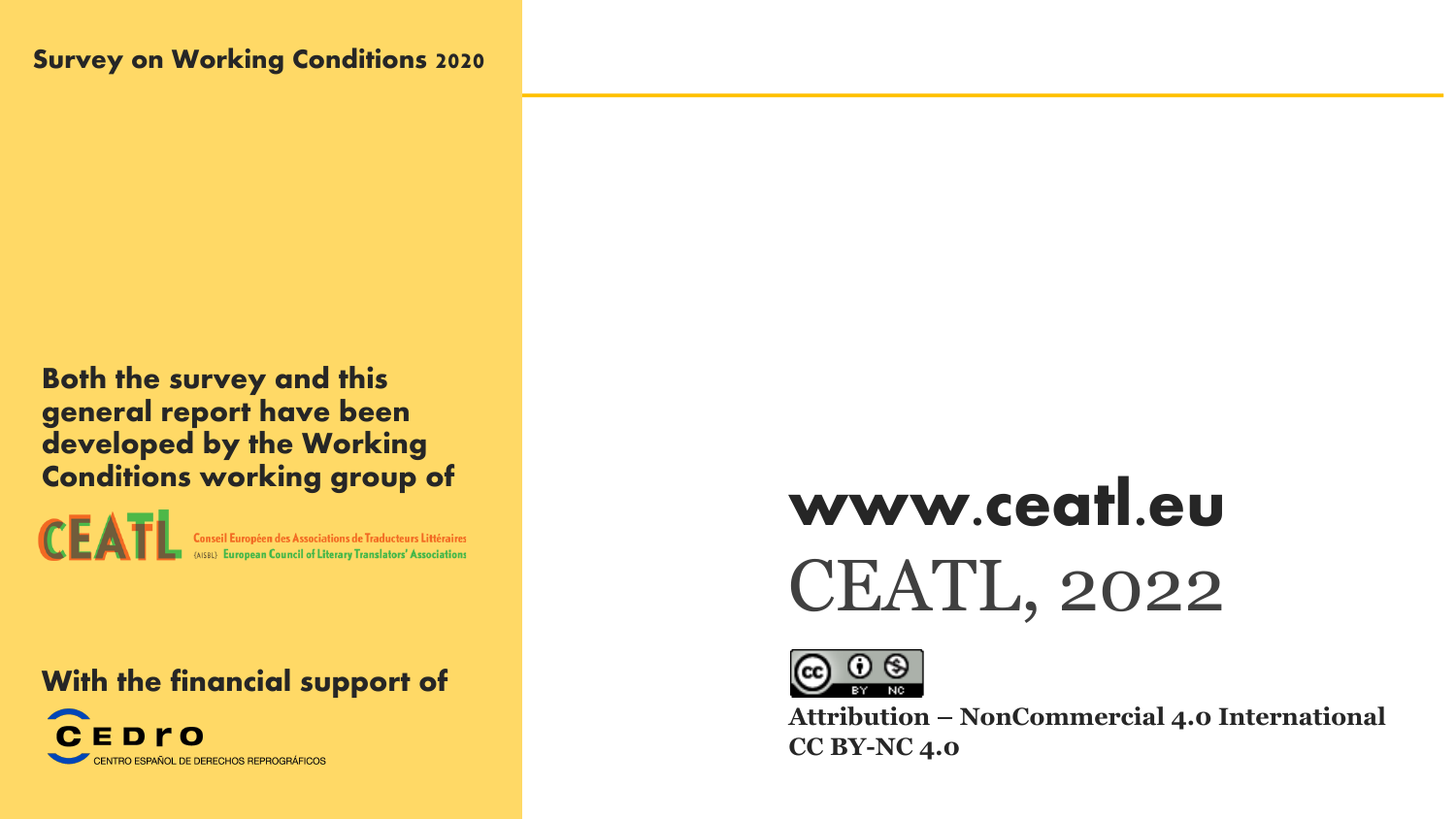**Survey on Working Conditions 2020**

**Both the survey and this general report have been developed by the Working Conditions working group of**

CEATL Conseil Européen des Associations de Traducteurs Littéraires (AISBL) European Council of Literary Translators' Associations

**With the financial support of**

CEDRO CENTRO ESPAÑOL DE DERECHOS REPROGRÁFICOS

# www.ceatl.eu

CEATL, 2022

**Attribution – NonCommercial 4.0 International**
**CC BY-NC 4.0**